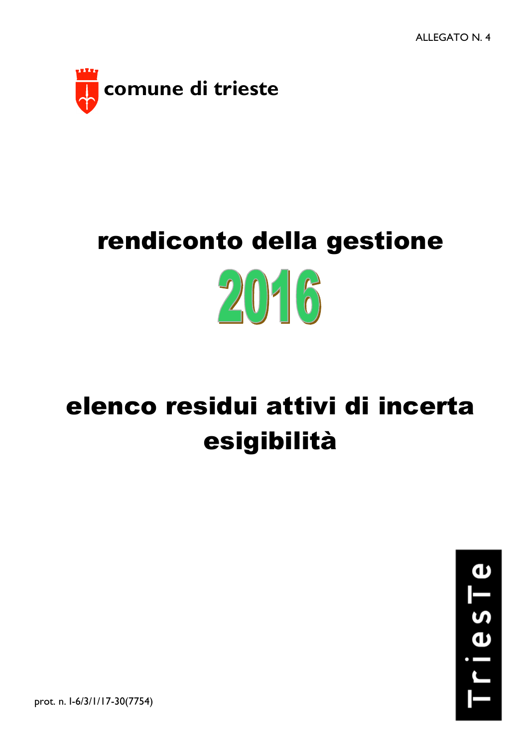ALLEGATO N. 4

comune di trieste

# rendiconto della gestione

# 2016

# elenco residui attivi di incerta esigibilità

TriesTe

prot. n. I-6/3/1/17-30(7754)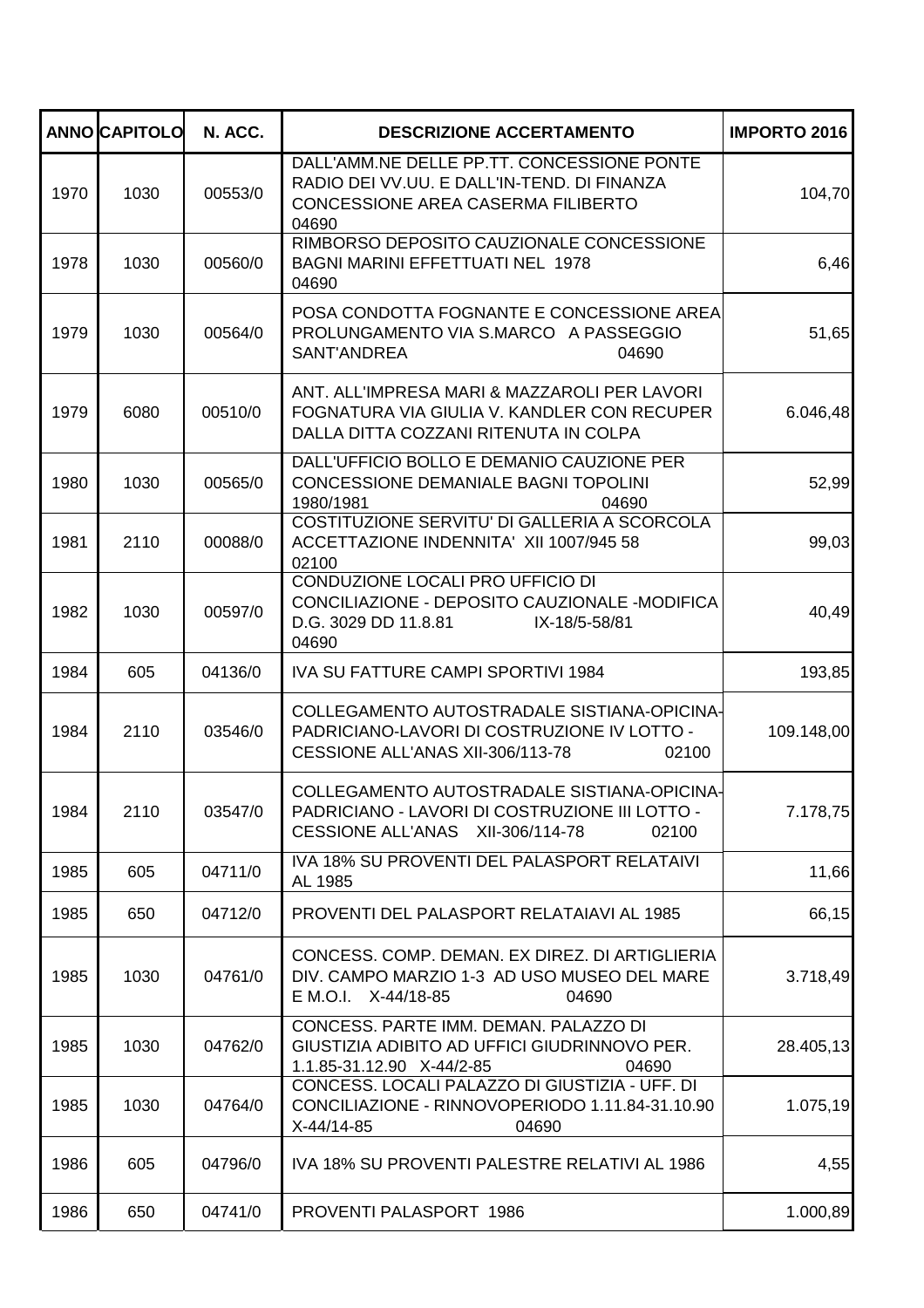| ANNO | CAPITOLO | N. ACC. | DESCRIZIONE ACCERTAMENTO | IMPORTO 2016 |
|---|---|---|---|---|
| 1970 | 1030 | 00553/0 | DALL'AMM.NE DELLE PP.TT. CONCESSIONE PONTE RADIO DEI VV.UU. E DALL'IN-TEND. DI FINANZA CONCESSIONE AREA CASERMA FILIBERTO 04690 | 104,70 |
| 1978 | 1030 | 00560/0 | RIMBORSO DEPOSITO CAUZIONALE CONCESSIONE BAGNI MARINI EFFETTUATI NEL 1978 04690 | 6,46 |
| 1979 | 1030 | 00564/0 | POSA CONDOTTA FOGNANTE E CONCESSIONE AREA PROLUNGAMENTO VIA S.MARCO A PASSEGGIO SANT'ANDREA 04690 | 51,65 |
| 1979 | 6080 | 00510/0 | ANT. ALL'IMPRESA MARI & MAZZAROLI PER LAVORI FOGNATURA VIA GIULIA V. KANDLER CON RECUPER DALLA DITTA COZZANI RITENUTA IN COLPA | 6.046,48 |
| 1980 | 1030 | 00565/0 | DALL'UFFICIO BOLLO E DEMANIO CAUZIONE PER CONCESSIONE DEMANIALE BAGNI TOPOLINI 1980/1981 04690 | 52,99 |
| 1981 | 2110 | 00088/0 | COSTITUZIONE SERVITU' DI GALLERIA A SCORCOLA ACCETTAZIONE INDENNITA' XII 1007/945 58 02100 | 99,03 |
| 1982 | 1030 | 00597/0 | CONDUZIONE LOCALI PRO UFFICIO DI CONCILIAZIONE - DEPOSITO CAUZIONALE -MODIFICA D.G. 3029 DD 11.8.81 IX-18/5-58/81 04690 | 40,49 |
| 1984 | 605 | 04136/0 | IVA SU FATTURE CAMPI SPORTIVI 1984 | 193,85 |
| 1984 | 2110 | 03546/0 | COLLEGAMENTO AUTOSTRADALE SISTIANA-OPICINA-PADRICIANO-LAVORI DI COSTRUZIONE IV LOTTO - CESSIONE ALL'ANAS XII-306/113-78 02100 | 109.148,00 |
| 1984 | 2110 | 03547/0 | COLLEGAMENTO AUTOSTRADALE SISTIANA-OPICINA-PADRICIANO - LAVORI DI COSTRUZIONE III LOTTO - CESSIONE ALL'ANAS XII-306/114-78 02100 | 7.178,75 |
| 1985 | 605 | 04711/0 | IVA 18% SU PROVENTI DEL PALASPORT RELATAIVI AL 1985 | 11,66 |
| 1985 | 650 | 04712/0 | PROVENTI DEL PALASPORT RELATAIAVI AL 1985 | 66,15 |
| 1985 | 1030 | 04761/0 | CONCESS. COMP. DEMAN. EX DIREZ. DI ARTIGLIERIA DIV. CAMPO MARZIO 1-3 AD USO MUSEO DEL MARE E M.O.I. X-44/18-85 04690 | 3.718,49 |
| 1985 | 1030 | 04762/0 | CONCESS. PARTE IMM. DEMAN. PALAZZO DI GIUSTIZIA ADIBITO AD UFFICI GIUDRINNOVO PER. 1.1.85-31.12.90 X-44/2-85 04690 | 28.405,13 |
| 1985 | 1030 | 04764/0 | CONCESS. LOCALI PALAZZO DI GIUSTIZIA - UFF. DI CONCILIAZIONE - RINNOVOPERIODO 1.11.84-31.10.90 X-44/14-85 04690 | 1.075,19 |
| 1986 | 605 | 04796/0 | IVA 18% SU PROVENTI PALESTRE RELATIVI AL 1986 | 4,55 |
| 1986 | 650 | 04741/0 | PROVENTI PALASPORT 1986 | 1.000,89 |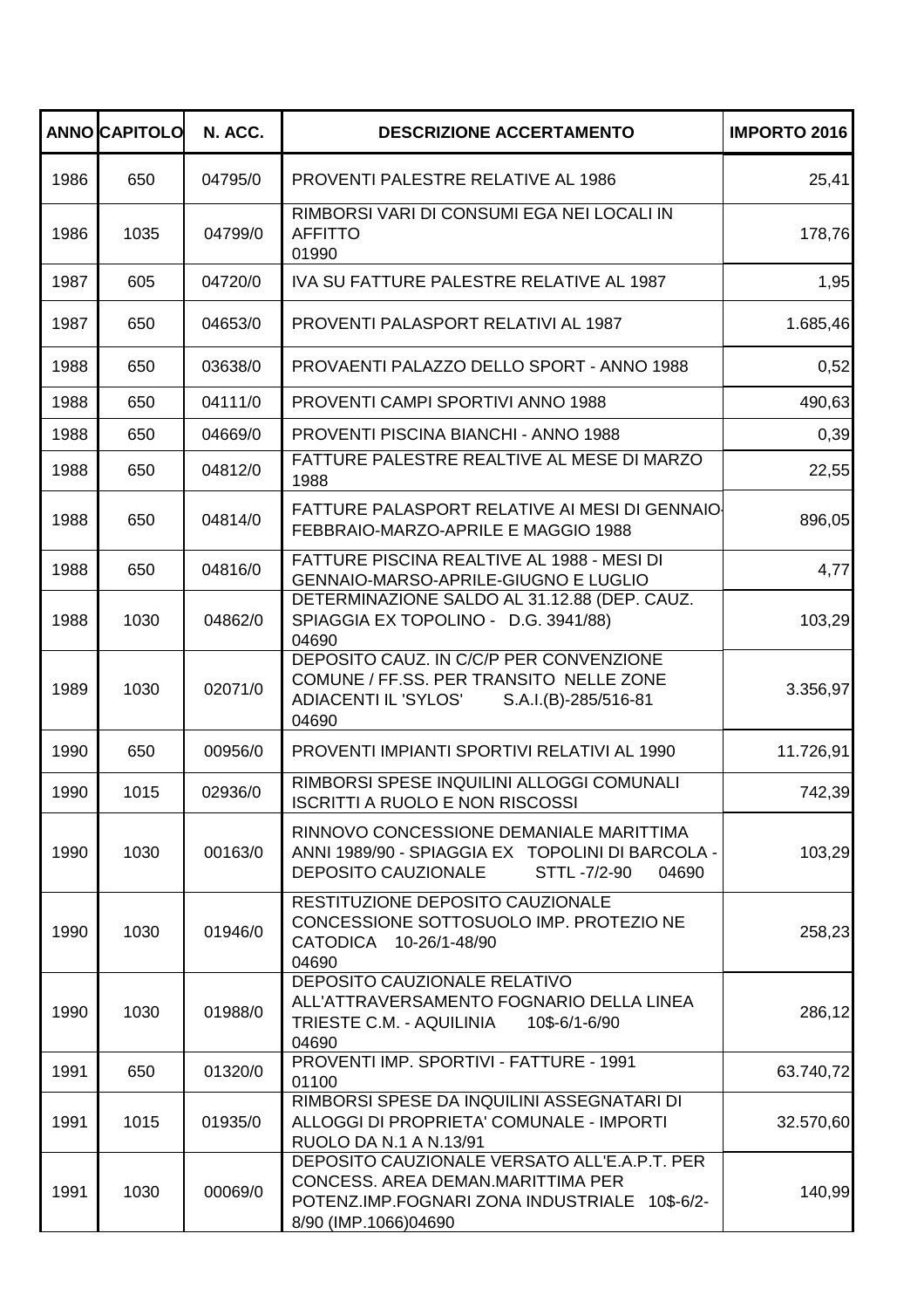| ANNO | CAPITOLO | N. ACC. | DESCRIZIONE ACCERTAMENTO | IMPORTO 2016 |
|---|---|---|---|---|
| 1986 | 650 | 04795/0 | PROVENTI PALESTRE RELATIVE AL 1986 | 25,41 |
| 1986 | 1035 | 04799/0 | RIMBORSI VARI DI CONSUMI EGA NEI LOCALI IN AFFITTO 01990 | 178,76 |
| 1987 | 605 | 04720/0 | IVA SU FATTURE PALESTRE RELATIVE AL 1987 | 1,95 |
| 1987 | 650 | 04653/0 | PROVENTI PALASPORT RELATIVI AL 1987 | 1.685,46 |
| 1988 | 650 | 03638/0 | PROVAENTI PALAZZO DELLO SPORT - ANNO 1988 | 0,52 |
| 1988 | 650 | 04111/0 | PROVENTI CAMPI SPORTIVI ANNO 1988 | 490,63 |
| 1988 | 650 | 04669/0 | PROVENTI PISCINA BIANCHI - ANNO 1988 | 0,39 |
| 1988 | 650 | 04812/0 | FATTURE PALESTRE REALTIVE AL MESE DI MARZO 1988 | 22,55 |
| 1988 | 650 | 04814/0 | FATTURE PALASPORT RELATIVE AI MESI DI GENNAIO-FEBBRAIO-MARZO-APRILE E MAGGIO 1988 | 896,05 |
| 1988 | 650 | 04816/0 | FATTURE PISCINA REALTIVE AL 1988 - MESI DI GENNAIO-MARSO-APRILE-GIUGNO E LUGLIO | 4,77 |
| 1988 | 1030 | 04862/0 | DETERMINAZIONE SALDO AL 31.12.88 (DEP. CAUZ. SPIAGGIA EX TOPOLINO - D.G. 3941/88) 04690 | 103,29 |
| 1989 | 1030 | 02071/0 | DEPOSITO CAUZ. IN C/C/P PER CONVENZIONE COMUNE / FF.SS. PER TRANSITO NELLE ZONE ADIACENTI IL 'SYLOS' S.A.I.(B)-285/516-81 04690 | 3.356,97 |
| 1990 | 650 | 00956/0 | PROVENTI IMPIANTI SPORTIVI RELATIVI AL 1990 | 11.726,91 |
| 1990 | 1015 | 02936/0 | RIMBORSI SPESE INQUILINI ALLOGGI COMUNALI ISCRITTI A RUOLO E NON RISCOSSI | 742,39 |
| 1990 | 1030 | 00163/0 | RINNOVO CONCESSIONE DEMANIALE MARITTIMA ANNI 1989/90 - SPIAGGIA EX TOPOLINI DI BARCOLA - DEPOSITO CAUZIONALE STTL -7/2-90 04690 | 103,29 |
| 1990 | 1030 | 01946/0 | RESTITUZIONE DEPOSITO CAUZIONALE CONCESSIONE SOTTOSUOLO IMP. PROTEZIO NE CATODICA 10-26/1-48/90 04690 | 258,23 |
| 1990 | 1030 | 01988/0 | DEPOSITO CAUZIONALE RELATIVO ALL'ATTRAVERSAMENTO FOGNARIO DELLA LINEA TRIESTE C.M. - AQUILINIA 10$-6/1-6/90 04690 | 286,12 |
| 1991 | 650 | 01320/0 | PROVENTI IMP. SPORTIVI - FATTURE - 1991 01100 | 63.740,72 |
| 1991 | 1015 | 01935/0 | RIMBORSI SPESE DA INQUILINI ASSEGNATARI DI ALLOGGI DI PROPRIETA' COMUNALE - IMPORTI RUOLO DA N.1 A N.13/91 | 32.570,60 |
| 1991 | 1030 | 00069/0 | DEPOSITO CAUZIONALE VERSATO ALL'E.A.P.T. PER CONCESS. AREA DEMAN.MARITTIMA PER POTENZ.IMP.FOGNARI ZONA INDUSTRIALE 10$-6/2-8/90 (IMP.1066)04690 | 140,99 |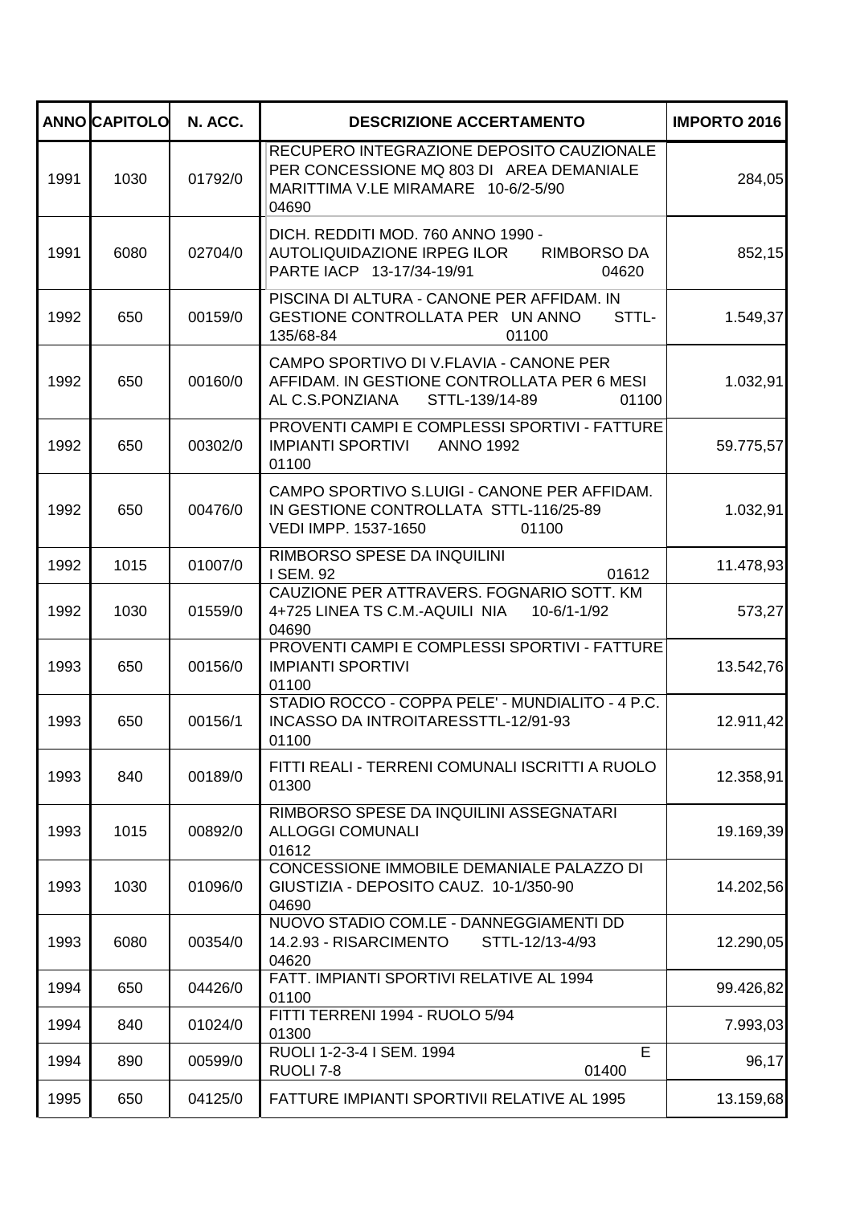| ANNO | CAPITOLO | N. ACC. | DESCRIZIONE ACCERTAMENTO | IMPORTO 2016 |
|---|---|---|---|---|
| 1991 | 1030 | 01792/0 | RECUPERO INTEGRAZIONE DEPOSITO CAUZIONALE PER CONCESSIONE MQ 803 DI AREA DEMANIALE MARITTIMA V.LE MIRAMARE 10-6/2-5/90 04690 | 284,05 |
| 1991 | 6080 | 02704/0 | DICH. REDDITI MOD. 760 ANNO 1990 - AUTOLIQUIDAZIONE IRPEG ILOR RIMBORSO DA PARTE IACP 13-17/34-19/91 04620 | 852,15 |
| 1992 | 650 | 00159/0 | PISCINA DI ALTURA - CANONE PER AFFIDAM. IN GESTIONE CONTROLLATA PER UN ANNO STTL-135/68-84 01100 | 1.549,37 |
| 1992 | 650 | 00160/0 | CAMPO SPORTIVO DI V.FLAVIA - CANONE PER AFFIDAM. IN GESTIONE CONTROLLATA PER 6 MESI AL C.S.PONZIANA STTL-139/14-89 01100 | 1.032,91 |
| 1992 | 650 | 00302/0 | PROVENTI CAMPI E COMPLESSI SPORTIVI - FATTURE IMPIANTI SPORTIVI ANNO 1992 01100 | 59.775,57 |
| 1992 | 650 | 00476/0 | CAMPO SPORTIVO S.LUIGI - CANONE PER AFFIDAM. IN GESTIONE CONTROLLATA STTL-116/25-89 VEDI IMPP. 1537-1650 01100 | 1.032,91 |
| 1992 | 1015 | 01007/0 | RIMBORSO SPESE DA INQUILINI I SEM. 92 01612 | 11.478,93 |
| 1992 | 1030 | 01559/0 | CAUZIONE PER ATTRAVERS. FOGNARIO SOTT. KM 4+725 LINEA TS C.M.-AQUILI NIA 10-6/1-1/92 04690 | 573,27 |
| 1993 | 650 | 00156/0 | PROVENTI CAMPI E COMPLESSI SPORTIVI - FATTURE IMPIANTI SPORTIVI 01100 | 13.542,76 |
| 1993 | 650 | 00156/1 | STADIO ROCCO - COPPA PELE' - MUNDIALITO - 4 P.C. INCASSO DA INTROITARESSTTL-12/91-93 01100 | 12.911,42 |
| 1993 | 840 | 00189/0 | FITTI REALI - TERRENI COMUNALI ISCRITTI A RUOLO 01300 | 12.358,91 |
| 1993 | 1015 | 00892/0 | RIMBORSO SPESE DA INQUILINI ASSEGNATARI ALLOGGI COMUNALI 01612 | 19.169,39 |
| 1993 | 1030 | 01096/0 | CONCESSIONE IMMOBILE DEMANIALE PALAZZO DI GIUSTIZIA - DEPOSITO CAUZ. 10-1/350-90 04690 | 14.202,56 |
| 1993 | 6080 | 00354/0 | NUOVO STADIO COM.LE - DANNEGGIAMENTI DD 14.2.93 - RISARCIMENTO STTL-12/13-4/93 04620 | 12.290,05 |
| 1994 | 650 | 04426/0 | FATT. IMPIANTI SPORTIVI RELATIVE AL 1994 01100 | 99.426,82 |
| 1994 | 840 | 01024/0 | FITTI TERRENI 1994 - RUOLO 5/94 01300 | 7.993,03 |
| 1994 | 890 | 00599/0 | RUOLI 1-2-3-4 I SEM. 1994 E RUOLI 7-8 01400 | 96,17 |
| 1995 | 650 | 04125/0 | FATTURE IMPIANTI SPORTIVII RELATIVE AL 1995 | 13.159,68 |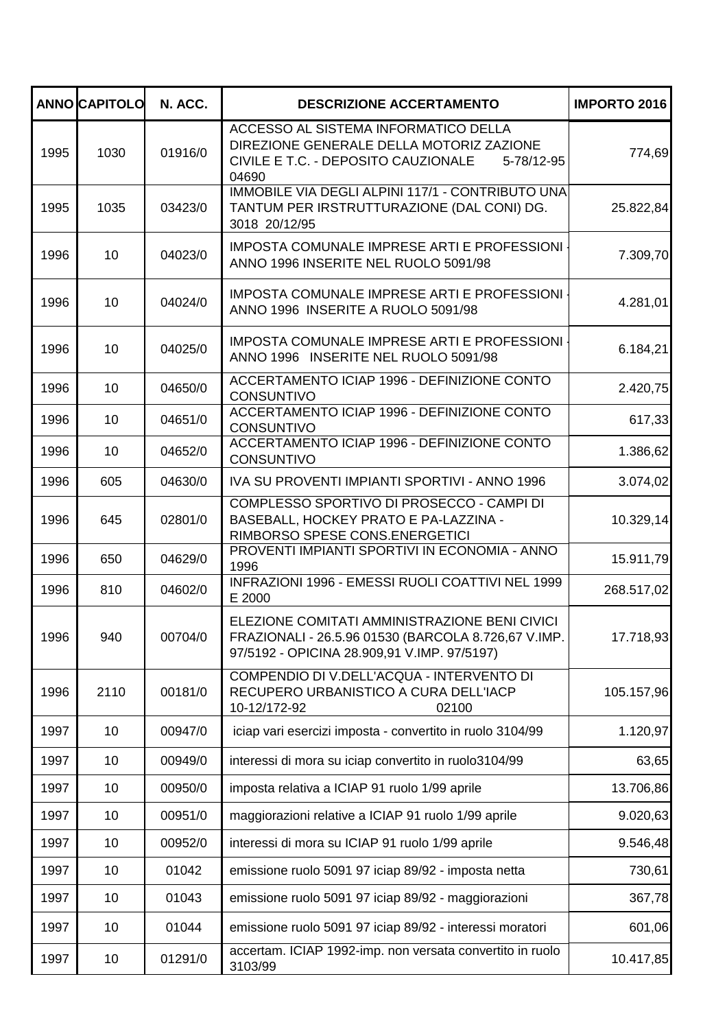| ANNO | CAPITOLO | N. ACC. | DESCRIZIONE ACCERTAMENTO | IMPORTO 2016 |
|---|---|---|---|---|
| 1995 | 1030 | 01916/0 | ACCESSO AL SISTEMA INFORMATICO DELLA DIREZIONE GENERALE DELLA MOTORIZ ZAZIONE CIVILE E T.C. - DEPOSITO CAUZIONALE 5-78/12-95 04690 | 774,69 |
| 1995 | 1035 | 03423/0 | IMMOBILE VIA DEGLI ALPINI 117/1 - CONTRIBUTO UNA TANTUM PER IRSTRUTTURAZIONE (DAL CONI) DG. 3018 20/12/95 | 25.822,84 |
| 1996 | 10 | 04023/0 | IMPOSTA COMUNALE IMPRESE ARTI E PROFESSIONI - ANNO 1996 INSERITE NEL RUOLO 5091/98 | 7.309,70 |
| 1996 | 10 | 04024/0 | IMPOSTA COMUNALE IMPRESE ARTI E PROFESSIONI - ANNO 1996 INSERITE A RUOLO 5091/98 | 4.281,01 |
| 1996 | 10 | 04025/0 | IMPOSTA COMUNALE IMPRESE ARTI E PROFESSIONI - ANNO 1996 INSERITE NEL RUOLO 5091/98 | 6.184,21 |
| 1996 | 10 | 04650/0 | ACCERTAMENTO ICIAP 1996 - DEFINIZIONE CONTO CONSUNTIVO | 2.420,75 |
| 1996 | 10 | 04651/0 | ACCERTAMENTO ICIAP 1996 - DEFINIZIONE CONTO CONSUNTIVO | 617,33 |
| 1996 | 10 | 04652/0 | ACCERTAMENTO ICIAP 1996 - DEFINIZIONE CONTO CONSUNTIVO | 1.386,62 |
| 1996 | 605 | 04630/0 | IVA SU PROVENTI IMPIANTI SPORTIVI - ANNO 1996 | 3.074,02 |
| 1996 | 645 | 02801/0 | COMPLESSO SPORTIVO DI PROSECCO - CAMPI DI BASEBALL, HOCKEY PRATO E PA-LAZZINA - RIMBORSO SPESE CONS.ENERGETICI | 10.329,14 |
| 1996 | 650 | 04629/0 | PROVENTI IMPIANTI SPORTIVI IN ECONOMIA - ANNO 1996 | 15.911,79 |
| 1996 | 810 | 04602/0 | INFRAZIONI 1996 - EMESSI RUOLI COATTIVI NEL 1999 E 2000 | 268.517,02 |
| 1996 | 940 | 00704/0 | ELEZIONE COMITATI AMMINISTRAZIONE BENI CIVICI FRAZIONALI - 26.5.96 01530 (BARCOLA 8.726,67 V.IMP. 97/5192 - OPICINA 28.909,91 V.IMP. 97/5197) | 17.718,93 |
| 1996 | 2110 | 00181/0 | COMPENDIO DI V.DELL'ACQUA - INTERVENTO DI RECUPERO URBANISTICO A CURA DELL'IACP 10-12/172-92 02100 | 105.157,96 |
| 1997 | 10 | 00947/0 | iciap vari esercizi imposta - convertito in ruolo 3104/99 | 1.120,97 |
| 1997 | 10 | 00949/0 | interessi di mora su iciap convertito in ruolo3104/99 | 63,65 |
| 1997 | 10 | 00950/0 | imposta relativa a ICIAP 91 ruolo 1/99 aprile | 13.706,86 |
| 1997 | 10 | 00951/0 | maggiorazioni relative a ICIAP 91 ruolo 1/99 aprile | 9.020,63 |
| 1997 | 10 | 00952/0 | interessi di mora su ICIAP 91 ruolo 1/99 aprile | 9.546,48 |
| 1997 | 10 | 01042 | emissione ruolo 5091 97 iciap 89/92 - imposta netta | 730,61 |
| 1997 | 10 | 01043 | emissione ruolo 5091 97 iciap 89/92 - maggiorazioni | 367,78 |
| 1997 | 10 | 01044 | emissione ruolo 5091 97 iciap 89/92 - interessi moratori | 601,06 |
| 1997 | 10 | 01291/0 | accertam. ICIAP 1992-imp. non versata convertito in ruolo 3103/99 | 10.417,85 |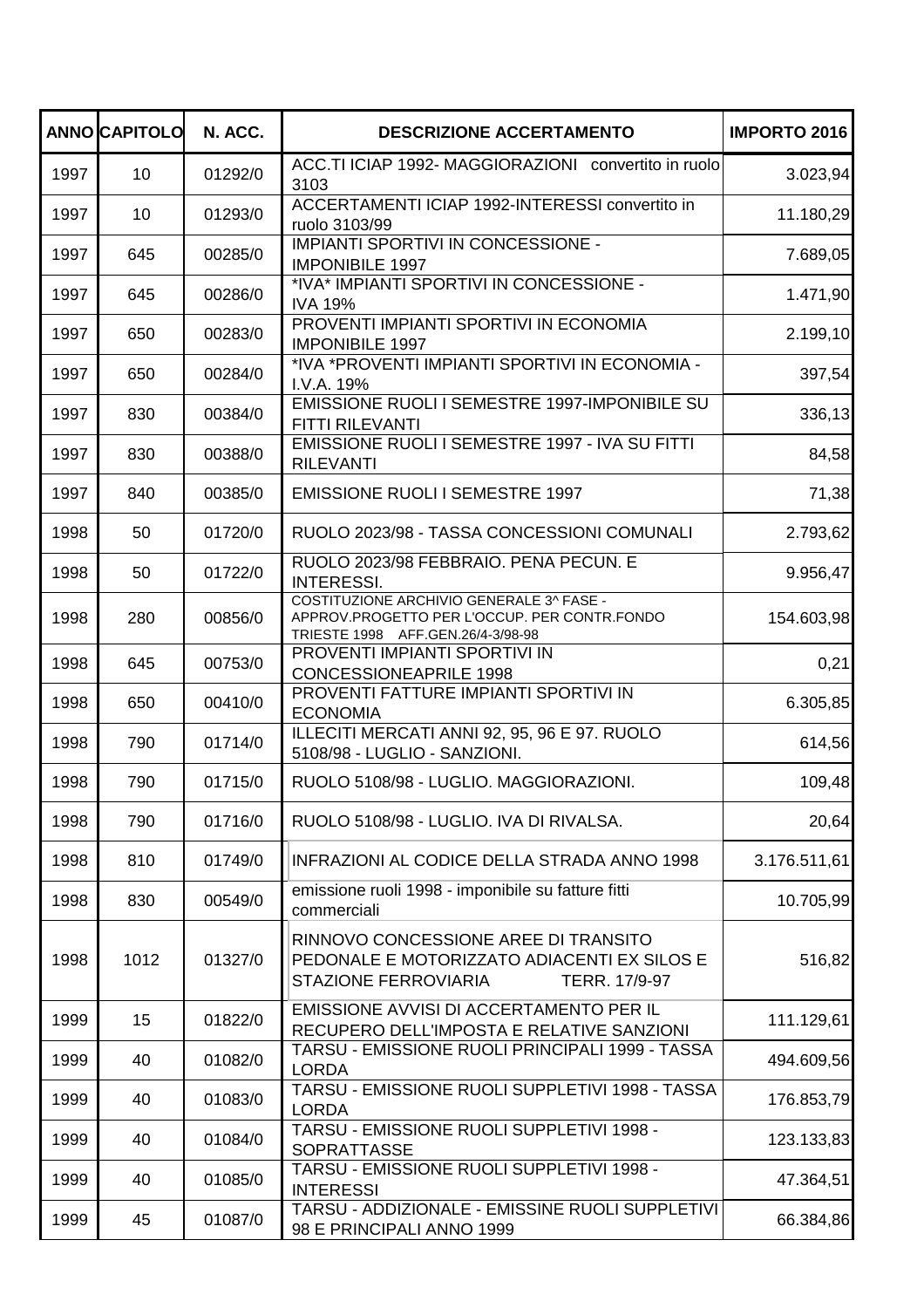| ANNO | CAPITOLO | N. ACC. | DESCRIZIONE ACCERTAMENTO | IMPORTO 2016 |
|---|---|---|---|---|
| 1997 | 10 | 01292/0 | ACC.TI ICIAP 1992- MAGGIORAZIONI convertito in ruolo 3103 | 3.023,94 |
| 1997 | 10 | 01293/0 | ACCERTAMENTI ICIAP 1992-INTERESSI convertito in ruolo 3103/99 | 11.180,29 |
| 1997 | 645 | 00285/0 | IMPIANTI SPORTIVI IN CONCESSIONE - IMPONIBILE 1997 | 7.689,05 |
| 1997 | 645 | 00286/0 | *IVA* IMPIANTI SPORTIVI IN CONCESSIONE - IVA 19% | 1.471,90 |
| 1997 | 650 | 00283/0 | PROVENTI IMPIANTI SPORTIVI IN ECONOMIA IMPONIBILE 1997 | 2.199,10 |
| 1997 | 650 | 00284/0 | *IVA *PROVENTI IMPIANTI SPORTIVI IN ECONOMIA - I.V.A. 19% | 397,54 |
| 1997 | 830 | 00384/0 | EMISSIONE RUOLI I SEMESTRE 1997-IMPONIBILE SU FITTI RILEVANTI | 336,13 |
| 1997 | 830 | 00388/0 | EMISSIONE RUOLI I SEMESTRE 1997 - IVA SU FITTI RILEVANTI | 84,58 |
| 1997 | 840 | 00385/0 | EMISSIONE RUOLI I SEMESTRE 1997 | 71,38 |
| 1998 | 50 | 01720/0 | RUOLO 2023/98 - TASSA CONCESSIONI COMUNALI | 2.793,62 |
| 1998 | 50 | 01722/0 | RUOLO 2023/98 FEBBRAIO. PENA PECUN. E INTERESSI. | 9.956,47 |
| 1998 | 280 | 00856/0 | COSTITUZIONE ARCHIVIO GENERALE 3^ FASE - APPROV.PROGETTO PER L'OCCUP. PER CONTR.FONDO TRIESTE 1998 AFF.GEN.26/4-3/98-98 | 154.603,98 |
| 1998 | 645 | 00753/0 | PROVENTI IMPIANTI SPORTIVI IN CONCESSIONEAPRILE 1998 | 0,21 |
| 1998 | 650 | 00410/0 | PROVENTI FATTURE IMPIANTI SPORTIVI IN ECONOMIA | 6.305,85 |
| 1998 | 790 | 01714/0 | ILLECITI MERCATI ANNI 92, 95, 96 E 97. RUOLO 5108/98 - LUGLIO - SANZIONI. | 614,56 |
| 1998 | 790 | 01715/0 | RUOLO 5108/98 - LUGLIO. MAGGIORAZIONI. | 109,48 |
| 1998 | 790 | 01716/0 | RUOLO 5108/98 - LUGLIO. IVA DI RIVALSA. | 20,64 |
| 1998 | 810 | 01749/0 | INFRAZIONI AL CODICE DELLA STRADA ANNO 1998 | 3.176.511,61 |
| 1998 | 830 | 00549/0 | emissione ruoli 1998 - imponibile su fatture fitti commerciali | 10.705,99 |
| 1998 | 1012 | 01327/0 | RINNOVO CONCESSIONE AREE DI TRANSITO PEDONALE E MOTORIZZATO ADIACENTI EX SILOS E STAZIONE FERROVIARIA TERR. 17/9-97 | 516,82 |
| 1999 | 15 | 01822/0 | EMISSIONE AVVISI DI ACCERTAMENTO PER IL RECUPERO DELL'IMPOSTA E RELATIVE SANZIONI | 111.129,61 |
| 1999 | 40 | 01082/0 | TARSU - EMISSIONE RUOLI PRINCIPALI 1999 - TASSA LORDA | 494.609,56 |
| 1999 | 40 | 01083/0 | TARSU - EMISSIONE RUOLI SUPPLETIVI 1998 - TASSA LORDA | 176.853,79 |
| 1999 | 40 | 01084/0 | TARSU - EMISSIONE RUOLI SUPPLETIVI 1998 - SOPRATTASSE | 123.133,83 |
| 1999 | 40 | 01085/0 | TARSU - EMISSIONE RUOLI SUPPLETIVI 1998 - INTERESSI | 47.364,51 |
| 1999 | 45 | 01087/0 | TARSU - ADDIZIONALE - EMISSINE RUOLI SUPPLETIVI 98 E PRINCIPALI ANNO 1999 | 66.384,86 |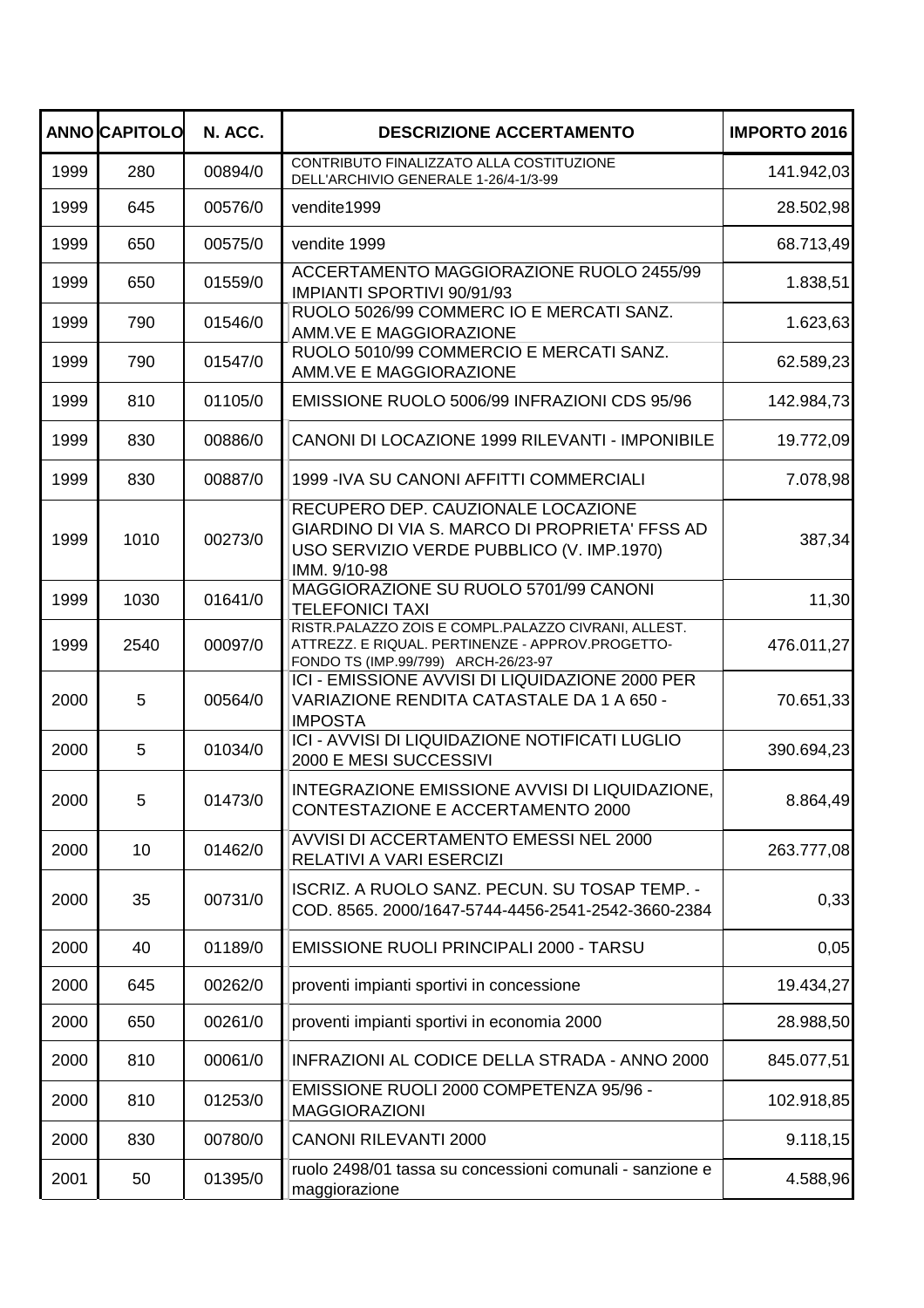| ANNO | CAPITOLO | N. ACC. | DESCRIZIONE ACCERTAMENTO | IMPORTO 2016 |
|---|---|---|---|---|
| 1999 | 280 | 00894/0 | CONTRIBUTO FINALIZZATO ALLA COSTITUZIONE DELL'ARCHIVIO GENERALE 1-26/4-1/3-99 | 141.942,03 |
| 1999 | 645 | 00576/0 | vendite1999 | 28.502,98 |
| 1999 | 650 | 00575/0 | vendite 1999 | 68.713,49 |
| 1999 | 650 | 01559/0 | ACCERTAMENTO MAGGIORAZIONE RUOLO 2455/99 IMPIANTI SPORTIVI 90/91/93 | 1.838,51 |
| 1999 | 790 | 01546/0 | RUOLO 5026/99 COMMERC IO E MERCATI SANZ. AMM.VE E MAGGIORAZIONE | 1.623,63 |
| 1999 | 790 | 01547/0 | RUOLO 5010/99 COMMERCIO E MERCATI SANZ. AMM.VE E MAGGIORAZIONE | 62.589,23 |
| 1999 | 810 | 01105/0 | EMISSIONE RUOLO 5006/99 INFRAZIONI CDS 95/96 | 142.984,73 |
| 1999 | 830 | 00886/0 | CANONI DI LOCAZIONE 1999 RILEVANTI - IMPONIBILE | 19.772,09 |
| 1999 | 830 | 00887/0 | 1999 -IVA SU CANONI AFFITTI COMMERCIALI | 7.078,98 |
| 1999 | 1010 | 00273/0 | RECUPERO DEP. CAUZIONALE LOCAZIONE GIARDINO DI VIA S. MARCO DI PROPRIETA' FFSS AD USO SERVIZIO VERDE PUBBLICO (V. IMP.1970) IMM. 9/10-98 | 387,34 |
| 1999 | 1030 | 01641/0 | MAGGIORAZIONE SU RUOLO 5701/99 CANONI TELEFONICI TAXI | 11,30 |
| 1999 | 2540 | 00097/0 | RISTR.PALAZZO ZOIS E COMPL.PALAZZO CIVRANI, ALLEST. ATTREZZ. E RIQUAL. PERTINENZE - APPROV.PROGETTO-FONDO TS (IMP.99/799) ARCH-26/23-97 | 476.011,27 |
| 2000 | 5 | 00564/0 | ICI - EMISSIONE AVVISI DI LIQUIDAZIONE 2000 PER VARIAZIONE RENDITA CATASTALE DA 1 A 650 - IMPOSTA | 70.651,33 |
| 2000 | 5 | 01034/0 | ICI - AVVISI DI LIQUIDAZIONE NOTIFICATI LUGLIO 2000 E MESI SUCCESSIVI | 390.694,23 |
| 2000 | 5 | 01473/0 | INTEGRAZIONE EMISSIONE AVVISI DI LIQUIDAZIONE, CONTESTAZIONE E ACCERTAMENTO 2000 | 8.864,49 |
| 2000 | 10 | 01462/0 | AVVISI DI ACCERTAMENTO EMESSI NEL 2000 RELATIVI A VARI ESERCIZI | 263.777,08 |
| 2000 | 35 | 00731/0 | ISCRIZ. A RUOLO SANZ. PECUN. SU TOSAP TEMP. - COD. 8565. 2000/1647-5744-4456-2541-2542-3660-2384 | 0,33 |
| 2000 | 40 | 01189/0 | EMISSIONE RUOLI PRINCIPALI 2000 - TARSU | 0,05 |
| 2000 | 645 | 00262/0 | proventi impianti sportivi in concessione | 19.434,27 |
| 2000 | 650 | 00261/0 | proventi impianti sportivi in economia 2000 | 28.988,50 |
| 2000 | 810 | 00061/0 | INFRAZIONI AL CODICE DELLA STRADA - ANNO 2000 | 845.077,51 |
| 2000 | 810 | 01253/0 | EMISSIONE RUOLI 2000 COMPETENZA 95/96 - MAGGIORAZIONI | 102.918,85 |
| 2000 | 830 | 00780/0 | CANONI RILEVANTI 2000 | 9.118,15 |
| 2001 | 50 | 01395/0 | ruolo 2498/01 tassa su concessioni comunali - sanzione e maggiorazione | 4.588,96 |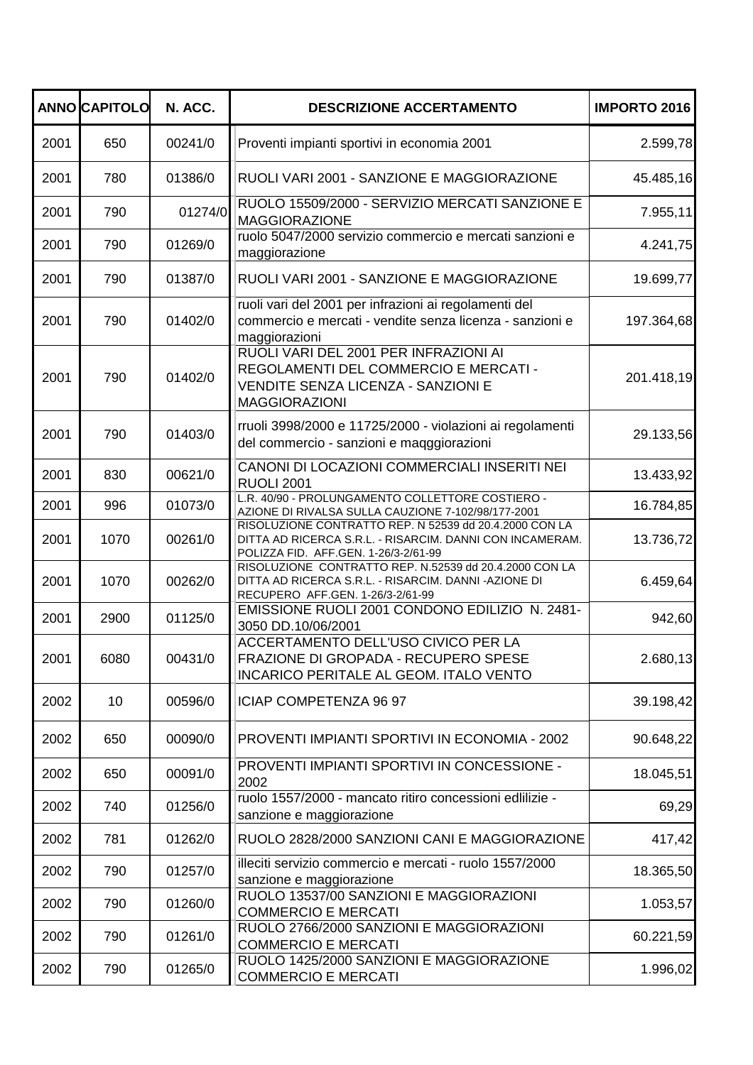| ANNO | CAPITOLO | N. ACC. | DESCRIZIONE ACCERTAMENTO | IMPORTO 2016 |
|---|---|---|---|---|
| 2001 | 650 | 00241/0 | Proventi impianti sportivi in economia 2001 | 2.599,78 |
| 2001 | 780 | 01386/0 | RUOLI VARI 2001 - SANZIONE E MAGGIORAZIONE | 45.485,16 |
| 2001 | 790 | 01274/0 | RUOLO 15509/2000 - SERVIZIO MERCATI SANZIONE E MAGGIORAZIONE | 7.955,11 |
| 2001 | 790 | 01269/0 | ruolo 5047/2000 servizio commercio e mercati sanzioni e maggiorazione | 4.241,75 |
| 2001 | 790 | 01387/0 | RUOLI VARI 2001 - SANZIONE E MAGGIORAZIONE | 19.699,77 |
| 2001 | 790 | 01402/0 | ruoli vari del 2001 per infrazioni ai regolamenti del commercio e mercati - vendite senza licenza - sanzioni e maggiorazioni | 197.364,68 |
| 2001 | 790 | 01402/0 | RUOLI VARI DEL 2001 PER INFRAZIONI AI REGOLAMENTI DEL COMMERCIO E MERCATI - VENDITE SENZA LICENZA - SANZIONI E MAGGIORAZIONI | 201.418,19 |
| 2001 | 790 | 01403/0 | rruoli 3998/2000 e 11725/2000 - violazioni ai regolamenti del commercio - sanzioni e maqggiorazioni | 29.133,56 |
| 2001 | 830 | 00621/0 | CANONI DI LOCAZIONI COMMERCIALI INSERITI NEI RUOLI 2001 | 13.433,92 |
| 2001 | 996 | 01073/0 | L.R. 40/90 - PROLUNGAMENTO COLLETTORE COSTIERO - AZIONE DI RIVALSA SULLA CAUZIONE 7-102/98/177-2001 | 16.784,85 |
| 2001 | 1070 | 00261/0 | RISOLUZIONE CONTRATTO REP. N 52539 dd 20.4.2000 CON LA DITTA AD RICERCA S.R.L. - RISARCIM. DANNI CON INCAMERAM. POLIZZA FID. AFF.GEN. 1-26/3-2/61-99 | 13.736,72 |
| 2001 | 1070 | 00262/0 | RISOLUZIONE CONTRATTO REP. N.52539 dd 20.4.2000 CON LA DITTA AD RICERCA S.R.L. - RISARCIM. DANNI -AZIONE DI RECUPERO AFF.GEN. 1-26/3-2/61-99 | 6.459,64 |
| 2001 | 2900 | 01125/0 | EMISSIONE RUOLI 2001 CONDONO EDILIZIO N. 2481-3050 DD.10/06/2001 | 942,60 |
| 2001 | 6080 | 00431/0 | ACCERTAMENTO DELL'USO CIVICO PER LA FRAZIONE DI GROPADA - RECUPERO SPESE INCARICO PERITALE AL GEOM. ITALO VENTO | 2.680,13 |
| 2002 | 10 | 00596/0 | ICIAP COMPETENZA 96 97 | 39.198,42 |
| 2002 | 650 | 00090/0 | PROVENTI IMPIANTI SPORTIVI IN ECONOMIA - 2002 | 90.648,22 |
| 2002 | 650 | 00091/0 | PROVENTI IMPIANTI SPORTIVI IN CONCESSIONE - 2002 | 18.045,51 |
| 2002 | 740 | 01256/0 | ruolo 1557/2000 - mancato ritiro concessioni edlilizie - sanzione e maggiorazione | 69,29 |
| 2002 | 781 | 01262/0 | RUOLO 2828/2000 SANZIONI CANI E MAGGIORAZIONE | 417,42 |
| 2002 | 790 | 01257/0 | illeciti servizio commercio e mercati - ruolo 1557/2000 sanzione e maggiorazione | 18.365,50 |
| 2002 | 790 | 01260/0 | RUOLO 13537/00 SANZIONI E MAGGIORAZIONI COMMERCIO E MERCATI | 1.053,57 |
| 2002 | 790 | 01261/0 | RUOLO 2766/2000 SANZIONI E MAGGIORAZIONI COMMERCIO E MERCATI | 60.221,59 |
| 2002 | 790 | 01265/0 | RUOLO 1425/2000 SANZIONI E MAGGIORAZIONE COMMERCIO E MERCATI | 1.996,02 |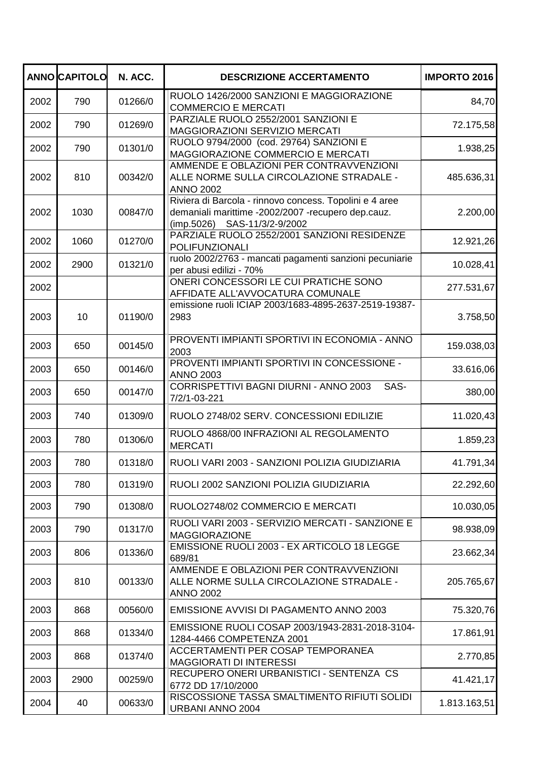| ANNO | CAPITOLO | N. ACC. | DESCRIZIONE ACCERTAMENTO | IMPORTO 2016 |
|---|---|---|---|---|
| 2002 | 790 | 01266/0 | RUOLO 1426/2000 SANZIONI E MAGGIORAZIONE COMMERCIO E MERCATI | 84,70 |
| 2002 | 790 | 01269/0 | PARZIALE RUOLO 2552/2001 SANZIONI E MAGGIORAZIONI SERVIZIO MERCATI | 72.175,58 |
| 2002 | 790 | 01301/0 | RUOLO 9794/2000 (cod. 29764) SANZIONI E MAGGIORAZIONE COMMERCIO E MERCATI | 1.938,25 |
| 2002 | 810 | 00342/0 | AMMENDE E OBLAZIONI PER CONTRAVVENZIONI ALLE NORME SULLA CIRCOLAZIONE STRADALE - ANNO 2002 | 485.636,31 |
| 2002 | 1030 | 00847/0 | Riviera di Barcola - rinnovo concess. Topolini e 4 aree demaniali marittime -2002/2007 -recupero dep.cauz. (imp.5026) SAS-11/3/2-9/2002 | 2.200,00 |
| 2002 | 1060 | 01270/0 | PARZIALE RUOLO 2552/2001 SANZIONI RESIDENZE POLIFUNZIONALI | 12.921,26 |
| 2002 | 2900 | 01321/0 | ruolo 2002/2763 - mancati pagamenti sanzioni pecuniarie per abusi edilizi - 70% | 10.028,41 |
| 2002 | | | ONERI CONCESSORI LE CUI PRATICHE SONO AFFIDATE ALL'AVVOCATURA COMUNALE | 277.531,67 |
| 2003 | 10 | 01190/0 | emissione ruoli ICIAP 2003/1683-4895-2637-2519-19387-2983 | 3.758,50 |
| 2003 | 650 | 00145/0 | PROVENTI IMPIANTI SPORTIVI IN ECONOMIA - ANNO 2003 | 159.038,03 |
| 2003 | 650 | 00146/0 | PROVENTI IMPIANTI SPORTIVI IN CONCESSIONE - ANNO 2003 | 33.616,06 |
| 2003 | 650 | 00147/0 | CORRISPETTIVI BAGNI DIURNI - ANNO 2003 SAS-7/2/1-03-221 | 380,00 |
| 2003 | 740 | 01309/0 | RUOLO 2748/02 SERV. CONCESSIONI EDILIZIE | 11.020,43 |
| 2003 | 780 | 01306/0 | RUOLO 4868/00 INFRAZIONI AL REGOLAMENTO MERCATI | 1.859,23 |
| 2003 | 780 | 01318/0 | RUOLI VARI 2003 - SANZIONI POLIZIA GIUDIZIARIA | 41.791,34 |
| 2003 | 780 | 01319/0 | RUOLI 2002 SANZIONI POLIZIA GIUDIZIARIA | 22.292,60 |
| 2003 | 790 | 01308/0 | RUOLO2748/02 COMMERCIO E MERCATI | 10.030,05 |
| 2003 | 790 | 01317/0 | RUOLI VARI 2003 - SERVIZIO MERCATI - SANZIONE E MAGGIORAZIONE | 98.938,09 |
| 2003 | 806 | 01336/0 | EMISSIONE RUOLI 2003 - EX ARTICOLO 18 LEGGE 689/81 | 23.662,34 |
| 2003 | 810 | 00133/0 | AMMENDE E OBLAZIONI PER CONTRAVVENZIONI ALLE NORME SULLA CIRCOLAZIONE STRADALE - ANNO 2002 | 205.765,67 |
| 2003 | 868 | 00560/0 | EMISSIONE AVVISI DI PAGAMENTO ANNO 2003 | 75.320,76 |
| 2003 | 868 | 01334/0 | EMISSIONE RUOLI COSAP 2003/1943-2831-2018-3104-1284-4466 COMPETENZA 2001 | 17.861,91 |
| 2003 | 868 | 01374/0 | ACCERTAMENTI PER COSAP TEMPORANEA MAGGIORATI DI INTERESSI | 2.770,85 |
| 2003 | 2900 | 00259/0 | RECUPERO ONERI URBANISTICI - SENTENZA CS 6772 DD 17/10/2000 | 41.421,17 |
| 2004 | 40 | 00633/0 | RISCOSSIONE TASSA SMALTIMENTO RIFIUTI SOLIDI URBANI ANNO 2004 | 1.813.163,51 |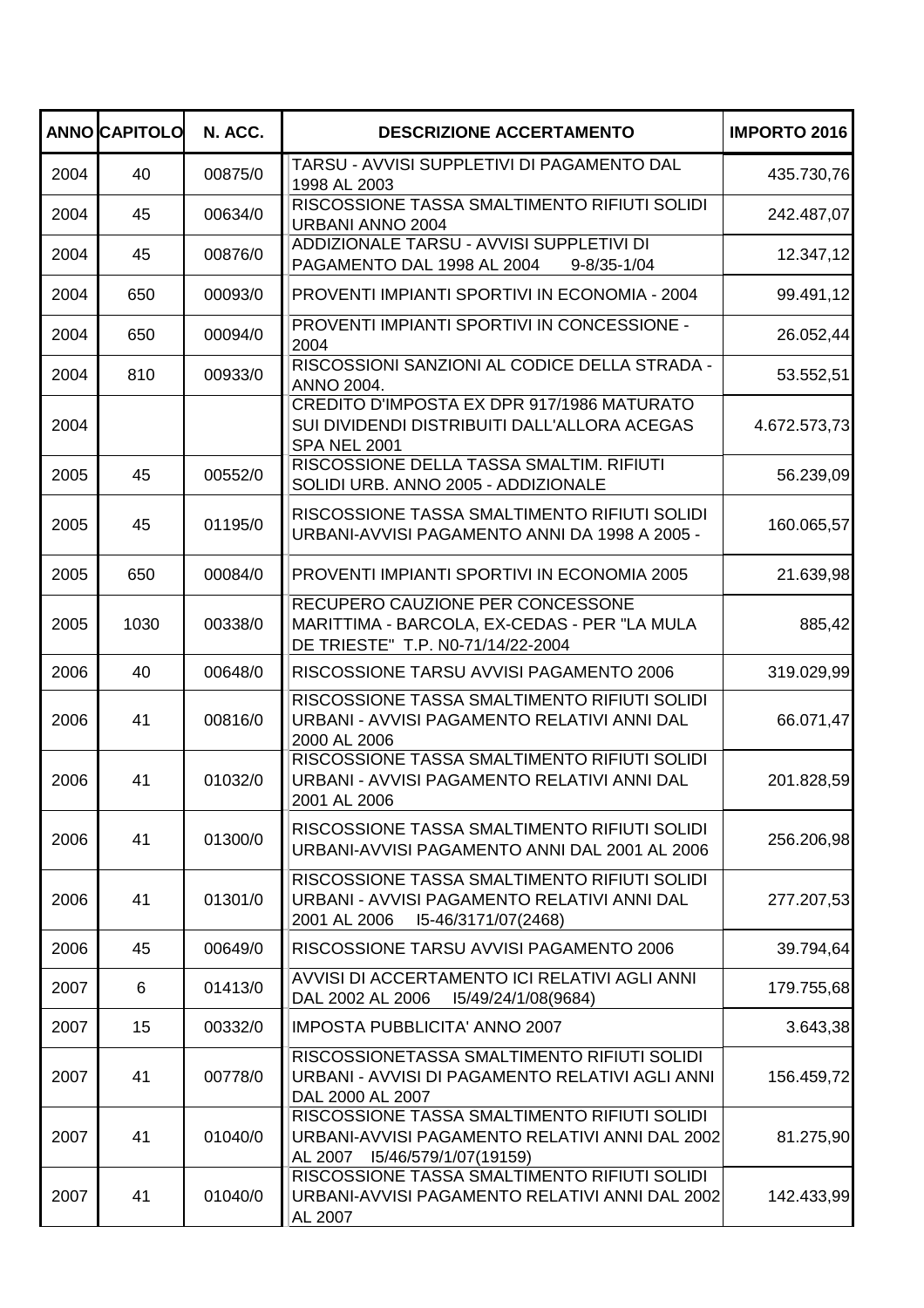| ANNO | CAPITOLO | N. ACC. | DESCRIZIONE ACCERTAMENTO | IMPORTO 2016 |
|---|---|---|---|---|
| 2004 | 40 | 00875/0 | TARSU - AVVISI SUPPLETIVI DI PAGAMENTO DAL 1998 AL 2003 | 435.730,76 |
| 2004 | 45 | 00634/0 | RISCOSSIONE TASSA SMALTIMENTO RIFIUTI SOLIDI URBANI ANNO 2004 | 242.487,07 |
| 2004 | 45 | 00876/0 | ADDIZIONALE TARSU - AVVISI SUPPLETIVI DI PAGAMENTO DAL 1998 AL 2004 9-8/35-1/04 | 12.347,12 |
| 2004 | 650 | 00093/0 | PROVENTI IMPIANTI SPORTIVI IN ECONOMIA - 2004 | 99.491,12 |
| 2004 | 650 | 00094/0 | PROVENTI IMPIANTI SPORTIVI IN CONCESSIONE - 2004 | 26.052,44 |
| 2004 | 810 | 00933/0 | RISCOSSIONI SANZIONI AL CODICE DELLA STRADA - ANNO 2004. | 53.552,51 |
| 2004 | | | CREDITO D'IMPOSTA EX DPR 917/1986 MATURATO SUI DIVIDENDI DISTRIBUITI DALL'ALLORA ACEGAS SPA NEL 2001 | 4.672.573,73 |
| 2005 | 45 | 00552/0 | RISCOSSIONE DELLA TASSA SMALTIM. RIFIUTI SOLIDI URB. ANNO 2005 - ADDIZIONALE | 56.239,09 |
| 2005 | 45 | 01195/0 | RISCOSSIONE TASSA SMALTIMENTO RIFIUTI SOLIDI URBANI-AVVISI PAGAMENTO ANNI DA 1998 A 2005 - | 160.065,57 |
| 2005 | 650 | 00084/0 | PROVENTI IMPIANTI SPORTIVI IN ECONOMIA 2005 | 21.639,98 |
| 2005 | 1030 | 00338/0 | RECUPERO CAUZIONE PER CONCESSONE MARITTIMA - BARCOLA, EX-CEDAS - PER "LA MULA DE TRIESTE" T.P. N0-71/14/22-2004 | 885,42 |
| 2006 | 40 | 00648/0 | RISCOSSIONE TARSU AVVISI PAGAMENTO 2006 | 319.029,99 |
| 2006 | 41 | 00816/0 | RISCOSSIONE TASSA SMALTIMENTO RIFIUTI SOLIDI URBANI - AVVISI PAGAMENTO RELATIVI ANNI DAL 2000 AL 2006 | 66.071,47 |
| 2006 | 41 | 01032/0 | RISCOSSIONE TASSA SMALTIMENTO RIFIUTI SOLIDI URBANI - AVVISI PAGAMENTO RELATIVI ANNI DAL 2001 AL 2006 | 201.828,59 |
| 2006 | 41 | 01300/0 | RISCOSSIONE TASSA SMALTIMENTO RIFIUTI SOLIDI URBANI-AVVISI PAGAMENTO ANNI DAL 2001 AL 2006 | 256.206,98 |
| 2006 | 41 | 01301/0 | RISCOSSIONE TASSA SMALTIMENTO RIFIUTI SOLIDI URBANI - AVVISI PAGAMENTO RELATIVI ANNI DAL 2001 AL 2006 I5-46/3171/07(2468) | 277.207,53 |
| 2006 | 45 | 00649/0 | RISCOSSIONE TARSU AVVISI PAGAMENTO 2006 | 39.794,64 |
| 2007 | 6 | 01413/0 | AVVISI DI ACCERTAMENTO ICI RELATIVI AGLI ANNI DAL 2002 AL 2006 I5/49/24/1/08(9684) | 179.755,68 |
| 2007 | 15 | 00332/0 | IMPOSTA PUBBLICITA' ANNO 2007 | 3.643,38 |
| 2007 | 41 | 00778/0 | RISCOSSIONETASSA SMALTIMENTO RIFIUTI SOLIDI URBANI - AVVISI DI PAGAMENTO RELATIVI AGLI ANNI DAL 2000 AL 2007 | 156.459,72 |
| 2007 | 41 | 01040/0 | RISCOSSIONE TASSA SMALTIMENTO RIFIUTI SOLIDI URBANI-AVVISI PAGAMENTO RELATIVI ANNI DAL 2002 AL 2007 I5/46/579/1/07(19159) | 81.275,90 |
| 2007 | 41 | 01040/0 | RISCOSSIONE TASSA SMALTIMENTO RIFIUTI SOLIDI URBANI-AVVISI PAGAMENTO RELATIVI ANNI DAL 2002 AL 2007 | 142.433,99 |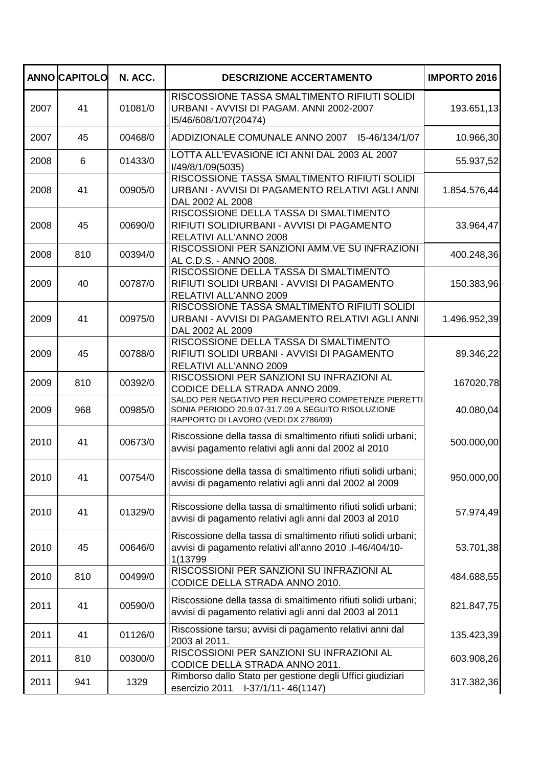| ANNO | CAPITOLO | N. ACC. | DESCRIZIONE ACCERTAMENTO | IMPORTO 2016 |
|---|---|---|---|---|
| 2007 | 41 | 01081/0 | RISCOSSIONE TASSA SMALTIMENTO RIFIUTI SOLIDI URBANI - AVVISI DI PAGAM. ANNI 2002-2007 I5/46/608/1/07(20474) | 193.651,13 |
| 2007 | 45 | 00468/0 | ADDIZIONALE COMUNALE ANNO 2007 I5-46/134/1/07 | 10.966,30 |
| 2008 | 6 | 01433/0 | LOTTA ALL'EVASIONE ICI ANNI DAL 2003 AL 2007 I/49/8/1/09(5035) | 55.937,52 |
| 2008 | 41 | 00905/0 | RISCOSSIONE TASSA SMALTIMENTO RIFIUTI SOLIDI URBANI - AVVISI DI PAGAMENTO RELATIVI AGLI ANNI DAL 2002 AL 2008 | 1.854.576,44 |
| 2008 | 45 | 00690/0 | RISCOSSIONE DELLA TASSA DI SMALTIMENTO RIFIUTI SOLIDIURBANI - AVVISI DI PAGAMENTO RELATIVI ALL'ANNO 2008 | 33.964,47 |
| 2008 | 810 | 00394/0 | RISCOSSIONI PER SANZIONI AMM.VE SU INFRAZIONI AL C.D.S. - ANNO 2008. | 400.248,36 |
| 2009 | 40 | 00787/0 | RISCOSSIONE DELLA TASSA DI SMALTIMENTO RIFIUTI SOLIDI URBANI - AVVISI DI PAGAMENTO RELATIVI ALL'ANNO 2009 | 150.383,96 |
| 2009 | 41 | 00975/0 | RISCOSSIONE TASSA SMALTIMENTO RIFIUTI SOLIDI URBANI - AVVISI DI PAGAMENTO RELATIVI AGLI ANNI DAL 2002 AL 2009 | 1.496.952,39 |
| 2009 | 45 | 00788/0 | RISCOSSIONE DELLA TASSA DI SMALTIMENTO RIFIUTI SOLIDI URBANI - AVVISI DI PAGAMENTO RELATIVI ALL'ANNO 2009 | 89.346,22 |
| 2009 | 810 | 00392/0 | RISCOSSIONI PER SANZIONI SU INFRAZIONI AL CODICE DELLA STRADA ANNO 2009. | 167020,78 |
| 2009 | 968 | 00985/0 | SALDO PER NEGATIVO PER RECUPERO COMPETENZE PIERETTI SONIA PERIODO 20.9.07-31.7.09 A SEGUITO RISOLUZIONE RAPPORTO DI LAVORO (VEDI DX 2786/09) | 40.080,04 |
| 2010 | 41 | 00673/0 | Riscossione della tassa di smaltimento rifiuti solidi urbani; avvisi pagamento relativi agli anni dal 2002 al 2010 | 500.000,00 |
| 2010 | 41 | 00754/0 | Riscossione della tassa di smaltimento rifiuti solidi urbani; avvisi di pagamento relativi agli anni dal 2002 al 2009 | 950.000,00 |
| 2010 | 41 | 01329/0 | Riscossione della tassa di smaltimento rifiuti solidi urbani; avvisi di pagamento relativi agli anni dal 2003 al 2010 | 57.974,49 |
| 2010 | 45 | 00646/0 | Riscossione della tassa di smaltimento rifiuti solidi urbani; avvisi di pagamento relativi all'anno 2010 .I-46/404/10-1(13799 | 53.701,38 |
| 2010 | 810 | 00499/0 | RISCOSSIONI PER SANZIONI SU INFRAZIONI AL CODICE DELLA STRADA ANNO 2010. | 484.688,55 |
| 2011 | 41 | 00590/0 | Riscossione della tassa di smaltimento rifiuti solidi urbani; avvisi di pagamento relativi agli anni dal 2003 al 2011 | 821.847,75 |
| 2011 | 41 | 01126/0 | Riscossione tarsu; avvisi di pagamento relativi anni dal 2003 al 2011. | 135.423,39 |
| 2011 | 810 | 00300/0 | RISCOSSIONI PER SANZIONI SU INFRAZIONI AL CODICE DELLA STRADA ANNO 2011. | 603.908,26 |
| 2011 | 941 | 1329 | Rimborso dallo Stato per gestione degli Uffici giudiziari esercizio 2011 I-37/1/11- 46(1147) | 317.382,36 |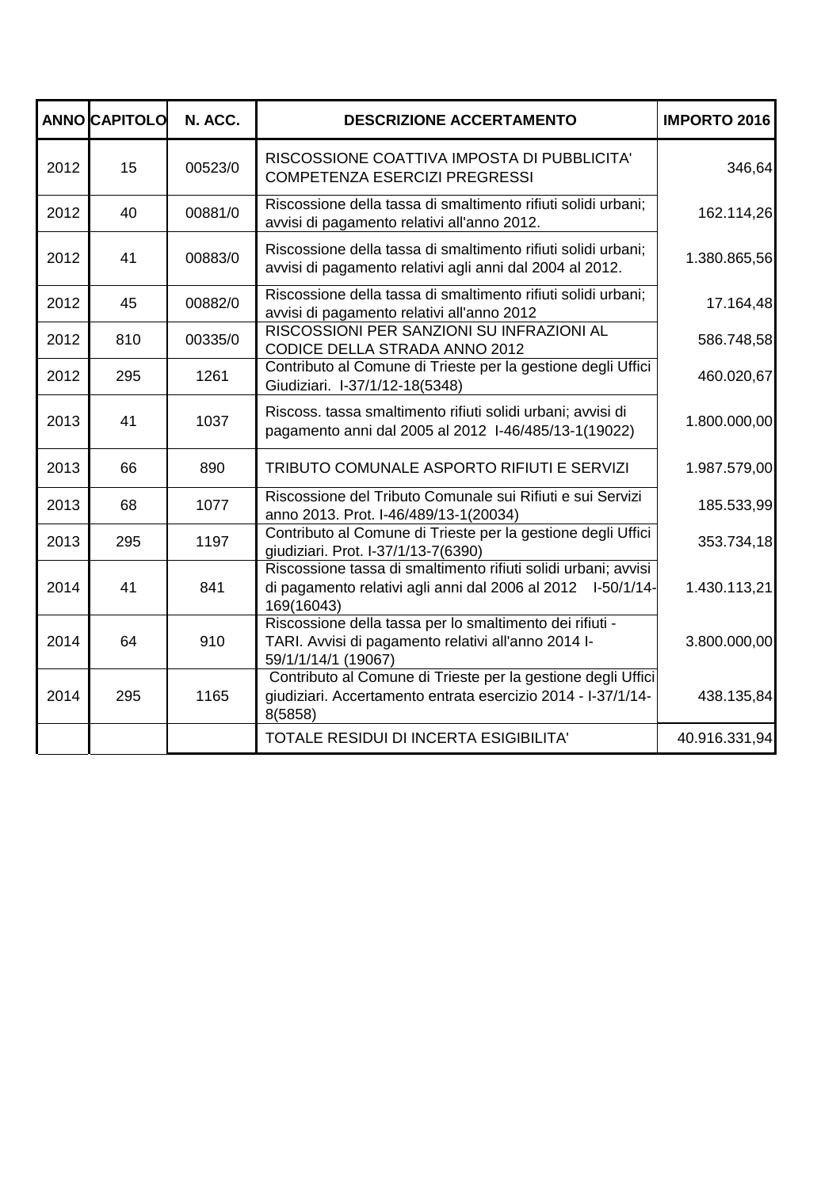| ANNO | CAPITOLO | N. ACC. | DESCRIZIONE ACCERTAMENTO | IMPORTO 2016 |
|---|---|---|---|---|
| 2012 | 15 | 00523/0 | RISCOSSIONE COATTIVA IMPOSTA DI PUBBLICITA' COMPETENZA ESERCIZI PREGRESSI | 346,64 |
| 2012 | 40 | 00881/0 | Riscossione della tassa di smaltimento rifiuti solidi urbani; avvisi di pagamento relativi all'anno 2012. | 162.114,26 |
| 2012 | 41 | 00883/0 | Riscossione della tassa di smaltimento rifiuti solidi urbani; avvisi di pagamento relativi agli anni dal 2004 al 2012. | 1.380.865,56 |
| 2012 | 45 | 00882/0 | Riscossione della tassa di smaltimento rifiuti solidi urbani; avvisi di pagamento relativi all'anno 2012 | 17.164,48 |
| 2012 | 810 | 00335/0 | RISCOSSIONI PER SANZIONI SU INFRAZIONI AL CODICE DELLA STRADA ANNO 2012 | 586.748,58 |
| 2012 | 295 | 1261 | Contributo al Comune di Trieste per la gestione degli Uffici Giudiziari. I-37/1/12-18(5348) | 460.020,67 |
| 2013 | 41 | 1037 | Riscoss. tassa smaltimento rifiuti solidi urbani; avvisi di pagamento anni dal 2005 al 2012 I-46/485/13-1(19022) | 1.800.000,00 |
| 2013 | 66 | 890 | TRIBUTO COMUNALE ASPORTO RIFIUTI E SERVIZI | 1.987.579,00 |
| 2013 | 68 | 1077 | Riscossione del Tributo Comunale sui Rifiuti e sui Servizi anno 2013. Prot. I-46/489/13-1(20034) | 185.533,99 |
| 2013 | 295 | 1197 | Contributo al Comune di Trieste per la gestione degli Uffici giudiziari. Prot. I-37/1/13-7(6390) | 353.734,18 |
| 2014 | 41 | 841 | Riscossione tassa di smaltimento rifiuti solidi urbani; avvisi di pagamento relativi agli anni dal 2006 al 2012 I-50/1/14-169(16043) | 1.430.113,21 |
| 2014 | 64 | 910 | Riscossione della tassa per lo smaltimento dei rifiuti - TARI. Avvisi di pagamento relativi all'anno 2014 I-59/1/1/14/1 (19067) | 3.800.000,00 |
| 2014 | 295 | 1165 | Contributo al Comune di Trieste per la gestione degli Uffici giudiziari. Accertamento entrata esercizio 2014 - I-37/1/14-8(5858) | 438.135,84 |
| | | | TOTALE RESIDUI DI INCERTA ESIGIBILITA' | 40.916.331,94 |